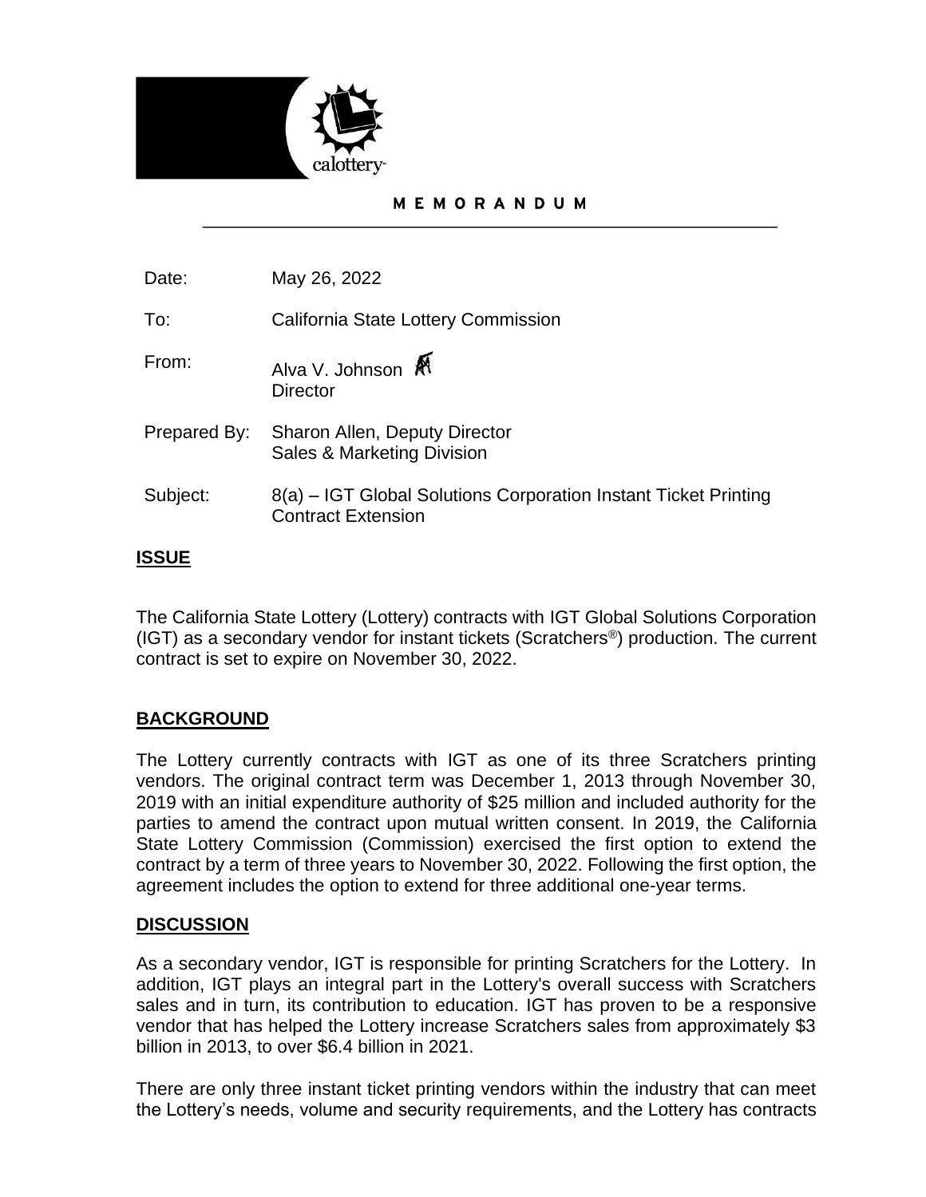calottery

# MEMORANDUM

| | |
|---|---|
| Date: | May 26, 2022 |
| To: | California State Lottery Commission |
| From: | Alva V. Johnson<br>Director |
| Prepared By: | Sharon Allen, Deputy Director<br>Sales & Marketing Division |
| Subject: | 8(a) – IGT Global Solutions Corporation Instant Ticket Printing Contract Extension |

## ISSUE

The California State Lottery (Lottery) contracts with IGT Global Solutions Corporation (IGT) as a secondary vendor for instant tickets (Scratchers®) production. The current contract is set to expire on November 30, 2022.

## BACKGROUND

The Lottery currently contracts with IGT as one of its three Scratchers printing vendors. The original contract term was December 1, 2013 through November 30, 2019 with an initial expenditure authority of $25 million and included authority for the parties to amend the contract upon mutual written consent. In 2019, the California State Lottery Commission (Commission) exercised the first option to extend the contract by a term of three years to November 30, 2022. Following the first option, the agreement includes the option to extend for three additional one-year terms.

## DISCUSSION

As a secondary vendor, IGT is responsible for printing Scratchers for the Lottery. In addition, IGT plays an integral part in the Lottery's overall success with Scratchers sales and in turn, its contribution to education. IGT has proven to be a responsive vendor that has helped the Lottery increase Scratchers sales from approximately $3 billion in 2013, to over $6.4 billion in 2021.

There are only three instant ticket printing vendors within the industry that can meet the Lottery's needs, volume and security requirements, and the Lottery has contracts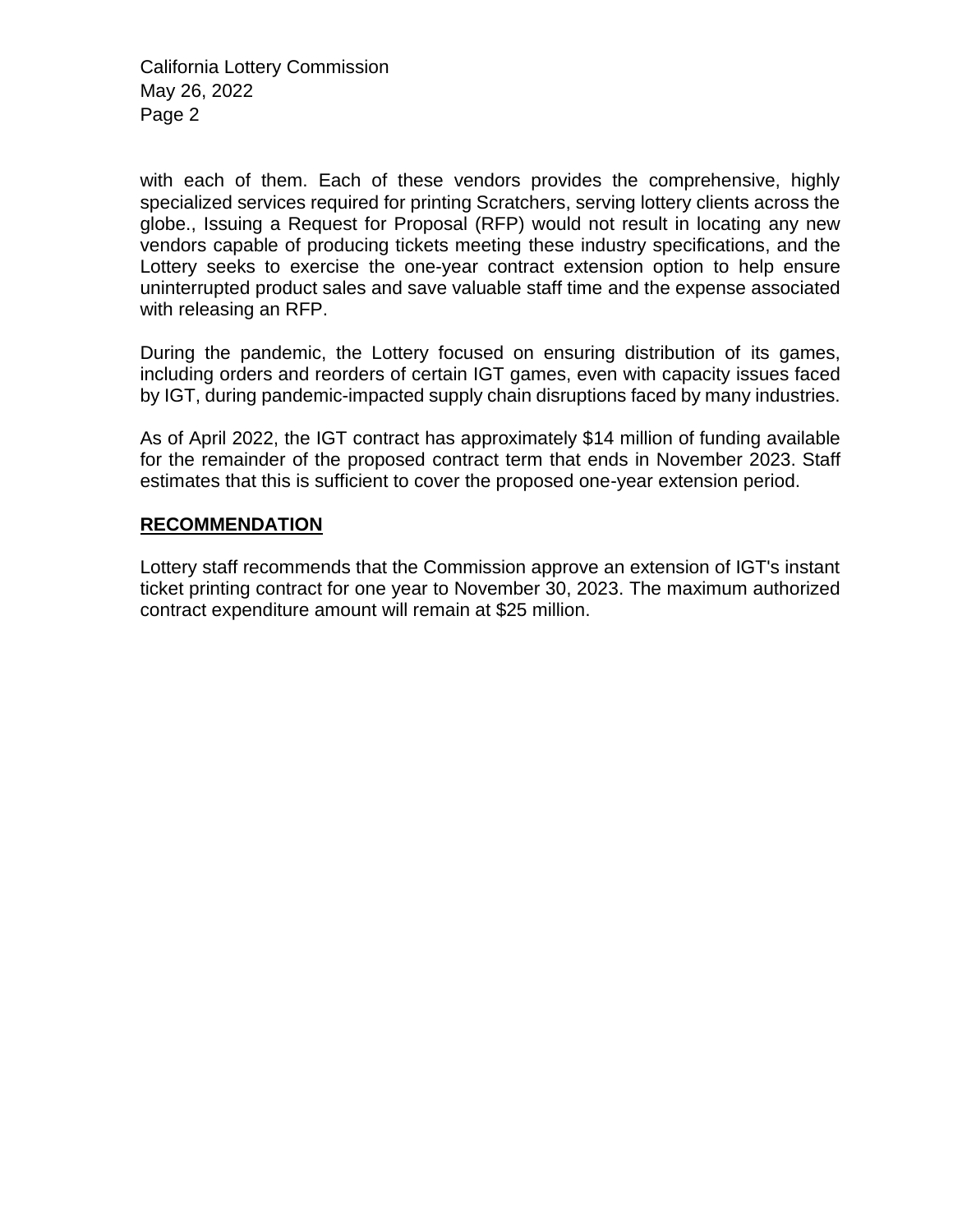with each of them. Each of these vendors provides the comprehensive, highly specialized services required for printing Scratchers, serving lottery clients across the globe., Issuing a Request for Proposal (RFP) would not result in locating any new vendors capable of producing tickets meeting these industry specifications, and the Lottery seeks to exercise the one-year contract extension option to help ensure uninterrupted product sales and save valuable staff time and the expense associated with releasing an RFP.

During the pandemic, the Lottery focused on ensuring distribution of its games, including orders and reorders of certain IGT games, even with capacity issues faced by IGT, during pandemic-impacted supply chain disruptions faced by many industries.

As of April 2022, the IGT contract has approximately $14 million of funding available for the remainder of the proposed contract term that ends in November 2023. Staff estimates that this is sufficient to cover the proposed one-year extension period.

## RECOMMENDATION

Lottery staff recommends that the Commission approve an extension of IGT's instant ticket printing contract for one year to November 30, 2023. The maximum authorized contract expenditure amount will remain at $25 million.